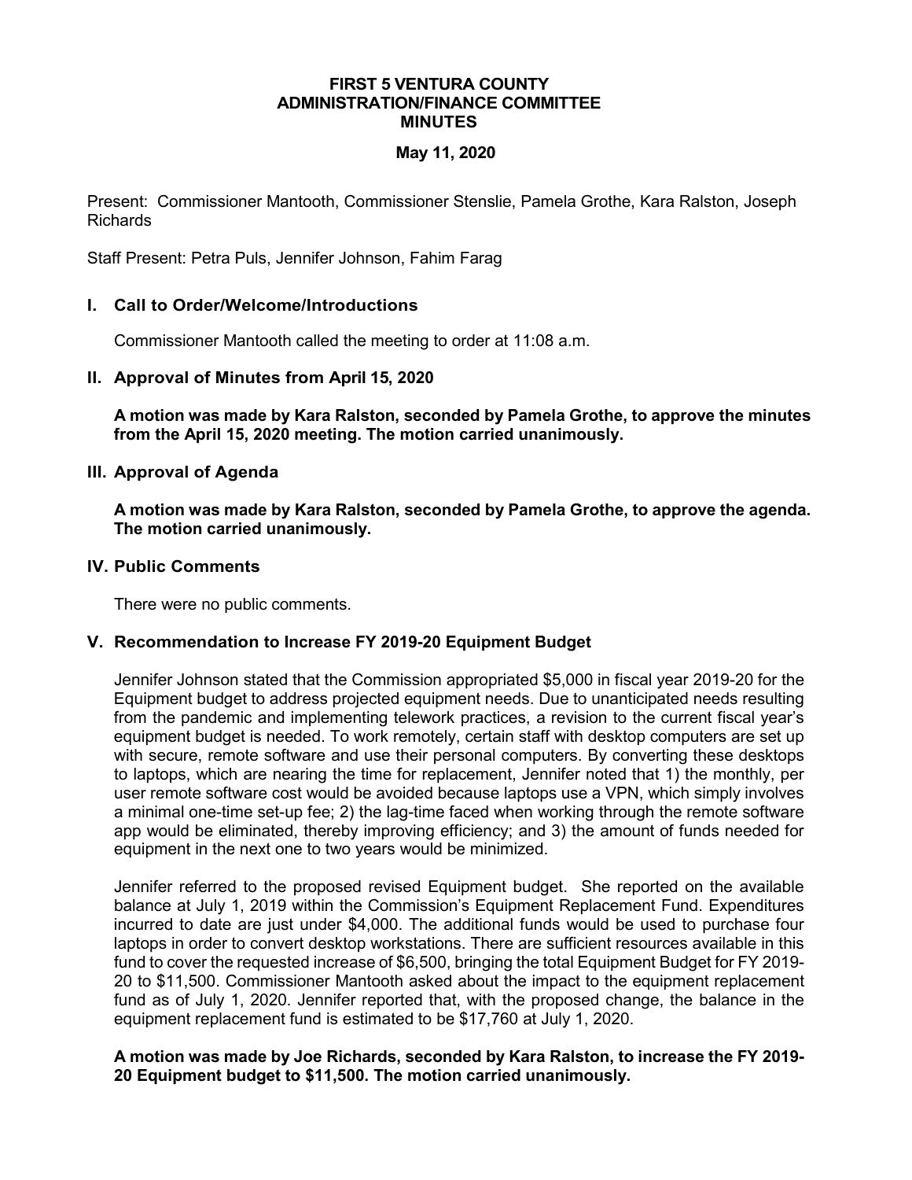# FIRST 5 VENTURA COUNTY
# ADMINISTRATION/FINANCE COMMITTEE
# MINUTES

**May 11, 2020**

Present: Commissioner Mantooth, Commissioner Stenslie, Pamela Grothe, Kara Ralston, Joseph Richards

Staff Present: Petra Puls, Jennifer Johnson, Fahim Farag

## I. Call to Order/Welcome/Introductions

Commissioner Mantooth called the meeting to order at 11:08 a.m.

## II. Approval of Minutes from April 15, 2020

**A motion was made by Kara Ralston, seconded by Pamela Grothe, to approve the minutes from the April 15, 2020 meeting. The motion carried unanimously.**

## III. Approval of Agenda

**A motion was made by Kara Ralston, seconded by Pamela Grothe, to approve the agenda. The motion carried unanimously.**

## IV. Public Comments

There were no public comments.

## V. Recommendation to Increase FY 2019-20 Equipment Budget

Jennifer Johnson stated that the Commission appropriated $5,000 in fiscal year 2019-20 for the Equipment budget to address projected equipment needs. Due to unanticipated needs resulting from the pandemic and implementing telework practices, a revision to the current fiscal year's equipment budget is needed. To work remotely, certain staff with desktop computers are set up with secure, remote software and use their personal computers. By converting these desktops to laptops, which are nearing the time for replacement, Jennifer noted that 1) the monthly, per user remote software cost would be avoided because laptops use a VPN, which simply involves a minimal one-time set-up fee; 2) the lag-time faced when working through the remote software app would be eliminated, thereby improving efficiency; and 3) the amount of funds needed for equipment in the next one to two years would be minimized.

Jennifer referred to the proposed revised Equipment budget. She reported on the available balance at July 1, 2019 within the Commission's Equipment Replacement Fund. Expenditures incurred to date are just under $4,000. The additional funds would be used to purchase four laptops in order to convert desktop workstations. There are sufficient resources available in this fund to cover the requested increase of $6,500, bringing the total Equipment Budget for FY 2019-20 to $11,500. Commissioner Mantooth asked about the impact to the equipment replacement fund as of July 1, 2020. Jennifer reported that, with the proposed change, the balance in the equipment replacement fund is estimated to be $17,760 at July 1, 2020.

**A motion was made by Joe Richards, seconded by Kara Ralston, to increase the FY 2019-20 Equipment budget to $11,500. The motion carried unanimously.**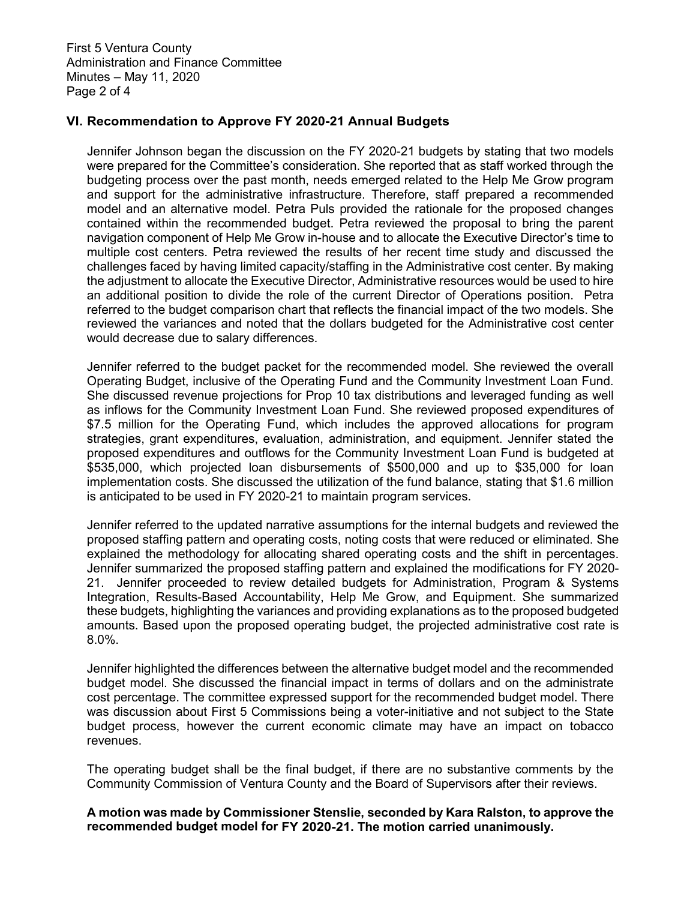## VI. Recommendation to Approve FY 2020-21 Annual Budgets

Jennifer Johnson began the discussion on the FY 2020-21 budgets by stating that two models were prepared for the Committee's consideration. She reported that as staff worked through the budgeting process over the past month, needs emerged related to the Help Me Grow program and support for the administrative infrastructure. Therefore, staff prepared a recommended model and an alternative model. Petra Puls provided the rationale for the proposed changes contained within the recommended budget. Petra reviewed the proposal to bring the parent navigation component of Help Me Grow in-house and to allocate the Executive Director's time to multiple cost centers. Petra reviewed the results of her recent time study and discussed the challenges faced by having limited capacity/staffing in the Administrative cost center. By making the adjustment to allocate the Executive Director, Administrative resources would be used to hire an additional position to divide the role of the current Director of Operations position. Petra referred to the budget comparison chart that reflects the financial impact of the two models. She reviewed the variances and noted that the dollars budgeted for the Administrative cost center would decrease due to salary differences.

Jennifer referred to the budget packet for the recommended model. She reviewed the overall Operating Budget, inclusive of the Operating Fund and the Community Investment Loan Fund. She discussed revenue projections for Prop 10 tax distributions and leveraged funding as well as inflows for the Community Investment Loan Fund. She reviewed proposed expenditures of $7.5 million for the Operating Fund, which includes the approved allocations for program strategies, grant expenditures, evaluation, administration, and equipment. Jennifer stated the proposed expenditures and outflows for the Community Investment Loan Fund is budgeted at $535,000, which projected loan disbursements of $500,000 and up to $35,000 for loan implementation costs. She discussed the utilization of the fund balance, stating that $1.6 million is anticipated to be used in FY 2020-21 to maintain program services.

Jennifer referred to the updated narrative assumptions for the internal budgets and reviewed the proposed staffing pattern and operating costs, noting costs that were reduced or eliminated. She explained the methodology for allocating shared operating costs and the shift in percentages. Jennifer summarized the proposed staffing pattern and explained the modifications for FY 2020-21. Jennifer proceeded to review detailed budgets for Administration, Program & Systems Integration, Results-Based Accountability, Help Me Grow, and Equipment. She summarized these budgets, highlighting the variances and providing explanations as to the proposed budgeted amounts. Based upon the proposed operating budget, the projected administrative cost rate is 8.0%.

Jennifer highlighted the differences between the alternative budget model and the recommended budget model. She discussed the financial impact in terms of dollars and on the administrate cost percentage. The committee expressed support for the recommended budget model. There was discussion about First 5 Commissions being a voter-initiative and not subject to the State budget process, however the current economic climate may have an impact on tobacco revenues.

The operating budget shall be the final budget, if there are no substantive comments by the Community Commission of Ventura County and the Board of Supervisors after their reviews.

**A motion was made by Commissioner Stenslie, seconded by Kara Ralston, to approve the recommended budget model for FY 2020-21. The motion carried unanimously.**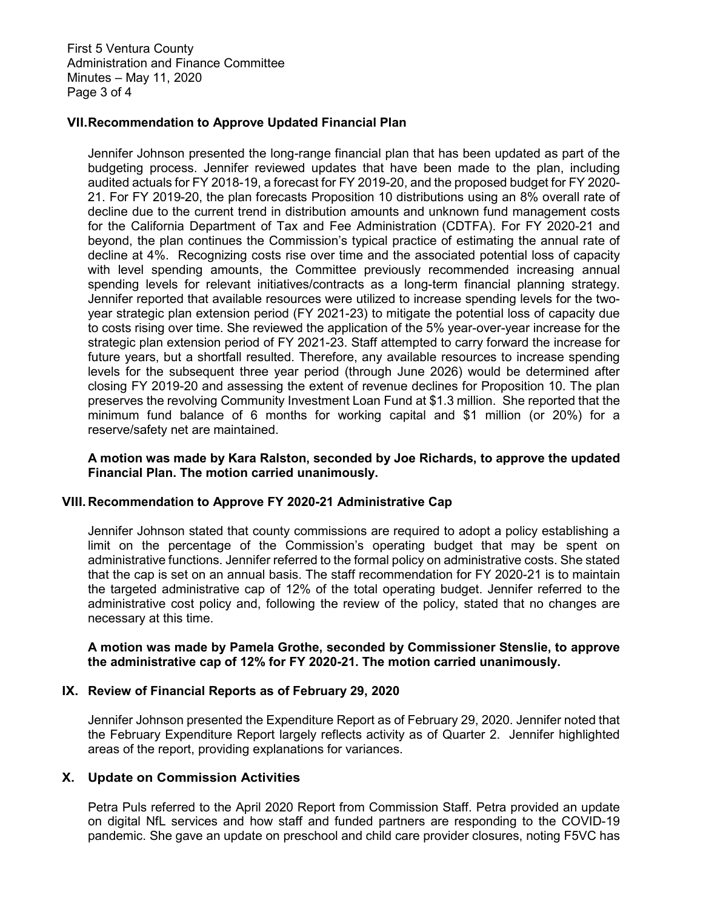## VII. Recommendation to Approve Updated Financial Plan

Jennifer Johnson presented the long-range financial plan that has been updated as part of the budgeting process. Jennifer reviewed updates that have been made to the plan, including audited actuals for FY 2018-19, a forecast for FY 2019-20, and the proposed budget for FY 2020-21. For FY 2019-20, the plan forecasts Proposition 10 distributions using an 8% overall rate of decline due to the current trend in distribution amounts and unknown fund management costs for the California Department of Tax and Fee Administration (CDTFA). For FY 2020-21 and beyond, the plan continues the Commission's typical practice of estimating the annual rate of decline at 4%. Recognizing costs rise over time and the associated potential loss of capacity with level spending amounts, the Committee previously recommended increasing annual spending levels for relevant initiatives/contracts as a long-term financial planning strategy. Jennifer reported that available resources were utilized to increase spending levels for the two-year strategic plan extension period (FY 2021-23) to mitigate the potential loss of capacity due to costs rising over time. She reviewed the application of the 5% year-over-year increase for the strategic plan extension period of FY 2021-23. Staff attempted to carry forward the increase for future years, but a shortfall resulted. Therefore, any available resources to increase spending levels for the subsequent three year period (through June 2026) would be determined after closing FY 2019-20 and assessing the extent of revenue declines for Proposition 10. The plan preserves the revolving Community Investment Loan Fund at $1.3 million. She reported that the minimum fund balance of 6 months for working capital and $1 million (or 20%) for a reserve/safety net are maintained.

**A motion was made by Kara Ralston, seconded by Joe Richards, to approve the updated Financial Plan. The motion carried unanimously.**

## VIII. Recommendation to Approve FY 2020-21 Administrative Cap

Jennifer Johnson stated that county commissions are required to adopt a policy establishing a limit on the percentage of the Commission's operating budget that may be spent on administrative functions. Jennifer referred to the formal policy on administrative costs. She stated that the cap is set on an annual basis. The staff recommendation for FY 2020-21 is to maintain the targeted administrative cap of 12% of the total operating budget. Jennifer referred to the administrative cost policy and, following the review of the policy, stated that no changes are necessary at this time.

**A motion was made by Pamela Grothe, seconded by Commissioner Stenslie, to approve the administrative cap of 12% for FY 2020-21. The motion carried unanimously.**

## IX. Review of Financial Reports as of February 29, 2020

Jennifer Johnson presented the Expenditure Report as of February 29, 2020. Jennifer noted that the February Expenditure Report largely reflects activity as of Quarter 2. Jennifer highlighted areas of the report, providing explanations for variances.

## X. Update on Commission Activities

Petra Puls referred to the April 2020 Report from Commission Staff. Petra provided an update on digital NfL services and how staff and funded partners are responding to the COVID-19 pandemic. She gave an update on preschool and child care provider closures, noting F5VC has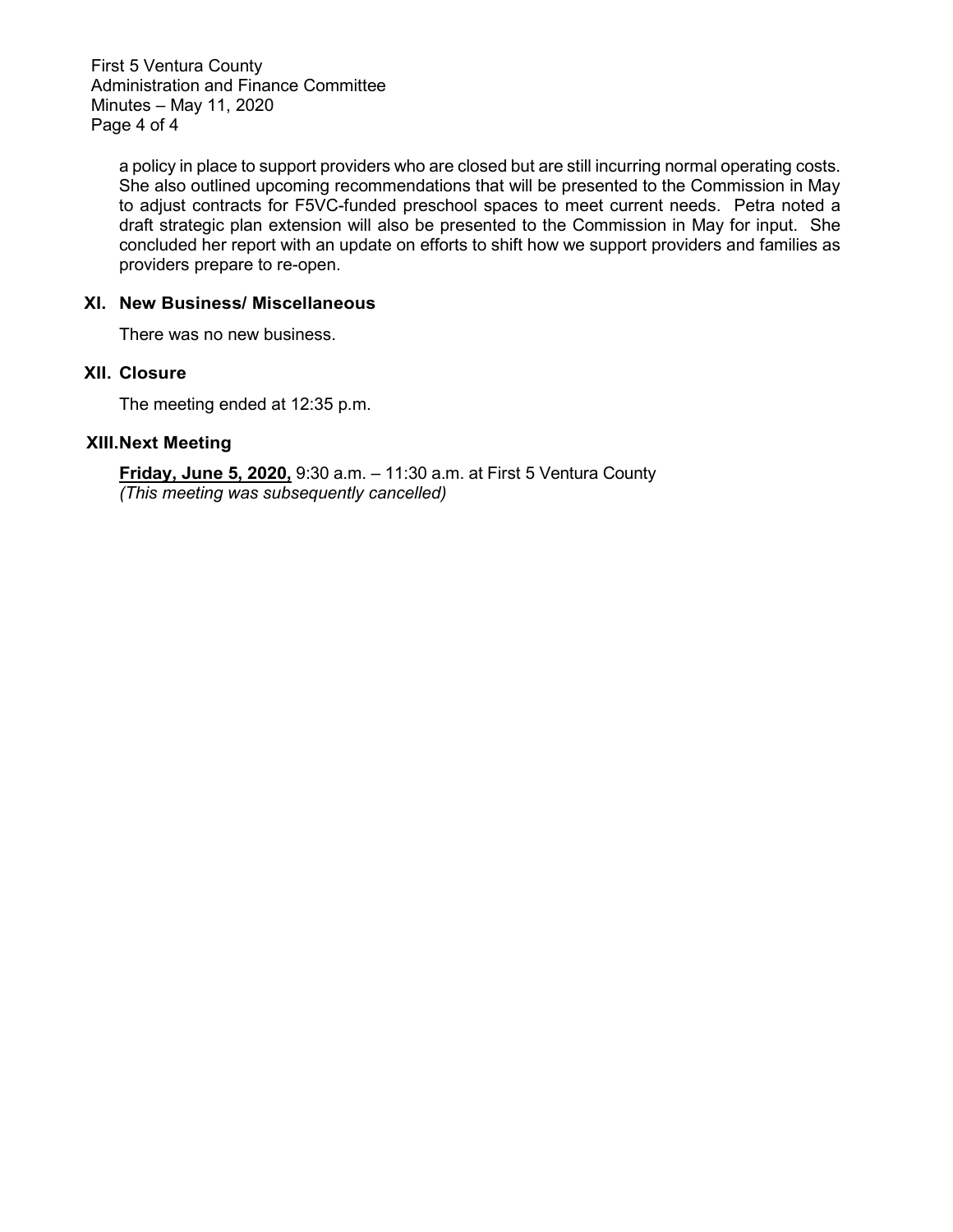a policy in place to support providers who are closed but are still incurring normal operating costs. She also outlined upcoming recommendations that will be presented to the Commission in May to adjust contracts for F5VC-funded preschool spaces to meet current needs. Petra noted a draft strategic plan extension will also be presented to the Commission in May for input. She concluded her report with an update on efforts to shift how we support providers and families as providers prepare to re-open.

## XI. New Business/ Miscellaneous

There was no new business.

## XII. Closure

The meeting ended at 12:35 p.m.

## XIII. Next Meeting

**Friday, June 5, 2020,** 9:30 a.m. – 11:30 a.m. at First 5 Ventura County
*(This meeting was subsequently cancelled)*